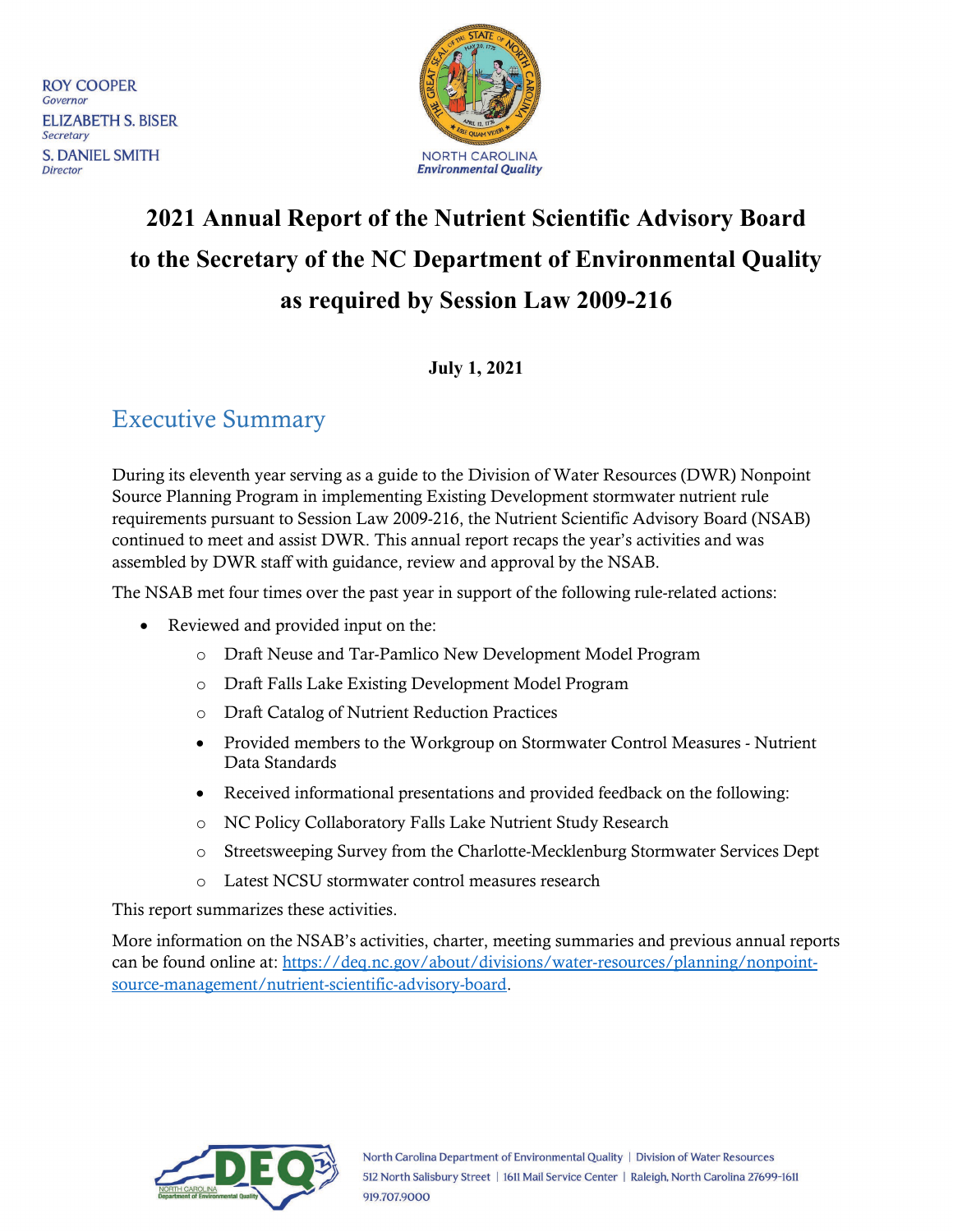ROY COOPER
*Governor*
ELIZABETH S. BISER
*Secretary*
S. DANIEL SMITH
*Director*

NORTH CAROLINA
*Environmental Quality*

# 2021 Annual Report of the Nutrient Scientific Advisory Board to the Secretary of the NC Department of Environmental Quality as required by Session Law 2009-216

**July 1, 2021**

## Executive Summary

During its eleventh year serving as a guide to the Division of Water Resources (DWR) Nonpoint Source Planning Program in implementing Existing Development stormwater nutrient rule requirements pursuant to Session Law 2009-216, the Nutrient Scientific Advisory Board (NSAB) continued to meet and assist DWR. This annual report recaps the year's activities and was assembled by DWR staff with guidance, review and approval by the NSAB.

The NSAB met four times over the past year in support of the following rule-related actions:

- Reviewed and provided input on the:
    - Draft Neuse and Tar-Pamlico New Development Model Program
    - Draft Falls Lake Existing Development Model Program
    - Draft Catalog of Nutrient Reduction Practices
    - Provided members to the Workgroup on Stormwater Control Measures - Nutrient Data Standards
    - Received informational presentations and provided feedback on the following:
    - NC Policy Collaboratory Falls Lake Nutrient Study Research
    - Streetsweeping Survey from the Charlotte-Mecklenburg Stormwater Services Dept
    - Latest NCSU stormwater control measures research

This report summarizes these activities.

More information on the NSAB's activities, charter, meeting summaries and previous annual reports can be found online at: https://deq.nc.gov/about/divisions/water-resources/planning/nonpoint-source-management/nutrient-scientific-advisory-board.

North Carolina Department of Environmental Quality | Division of Water Resources
512 North Salisbury Street | 1611 Mail Service Center | Raleigh, North Carolina 27699-1611
919.707.9000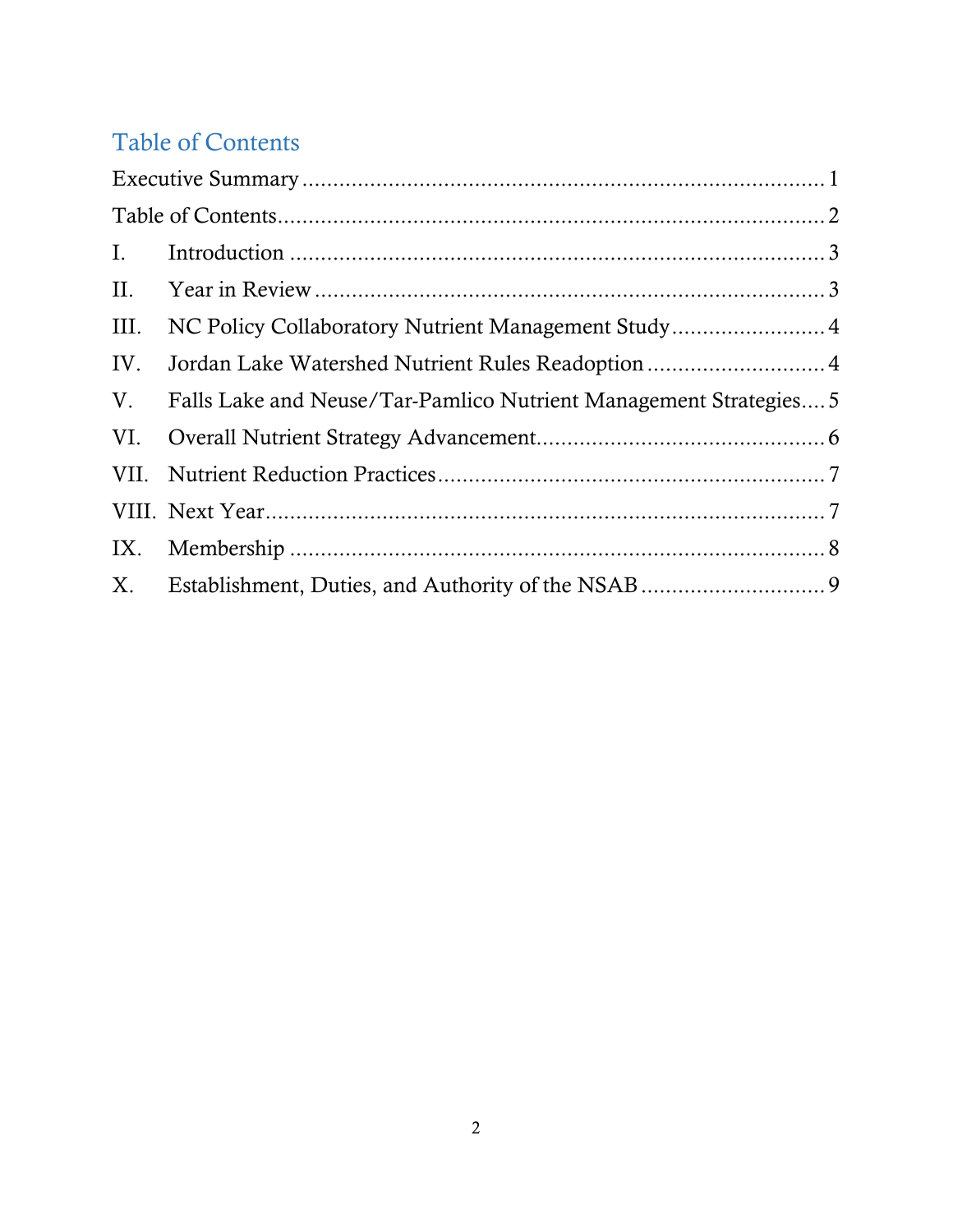## Table of Contents

Executive Summary ........................................................................................ 1

Table of Contents........................................................................................... 2

I. Introduction ............................................................................................ 3

II. Year in Review ........................................................................................ 3

III. NC Policy Collaboratory Nutrient Management Study ......................... 4

IV. Jordan Lake Watershed Nutrient Rules Readoption ............................. 4

V. Falls Lake and Neuse/Tar-Pamlico Nutrient Management Strategies.... 5

VI. Overall Nutrient Strategy Advancement............................................... 6

VII. Nutrient Reduction Practices ............................................................... 7

VIII. Next Year.............................................................................................. 7

IX. Membership ........................................................................................... 8

X. Establishment, Duties, and Authority of the NSAB .............................. 9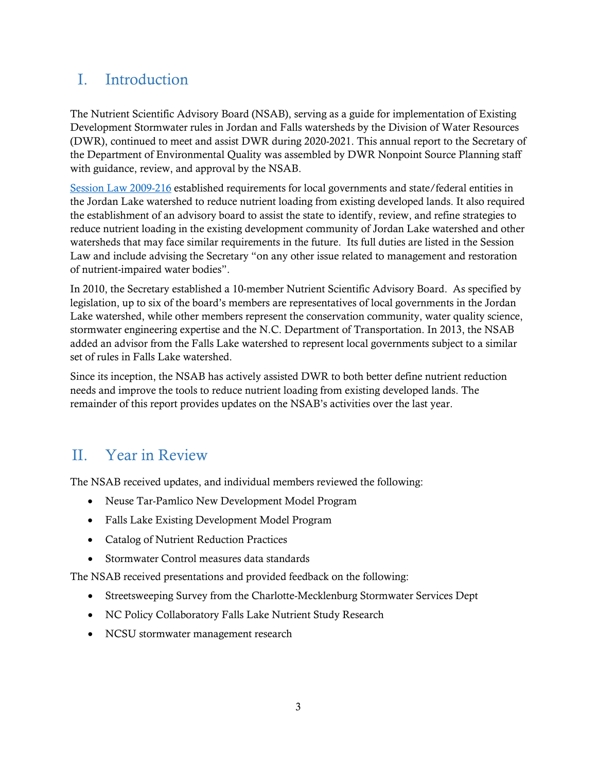# I. Introduction

The Nutrient Scientific Advisory Board (NSAB), serving as a guide for implementation of Existing Development Stormwater rules in Jordan and Falls watersheds by the Division of Water Resources (DWR), continued to meet and assist DWR during 2020-2021. This annual report to the Secretary of the Department of Environmental Quality was assembled by DWR Nonpoint Source Planning staff with guidance, review, and approval by the NSAB.

Session Law 2009-216 established requirements for local governments and state/federal entities in the Jordan Lake watershed to reduce nutrient loading from existing developed lands. It also required the establishment of an advisory board to assist the state to identify, review, and refine strategies to reduce nutrient loading in the existing development community of Jordan Lake watershed and other watersheds that may face similar requirements in the future. Its full duties are listed in the Session Law and include advising the Secretary "on any other issue related to management and restoration of nutrient-impaired water bodies".

In 2010, the Secretary established a 10-member Nutrient Scientific Advisory Board. As specified by legislation, up to six of the board's members are representatives of local governments in the Jordan Lake watershed, while other members represent the conservation community, water quality science, stormwater engineering expertise and the N.C. Department of Transportation. In 2013, the NSAB added an advisor from the Falls Lake watershed to represent local governments subject to a similar set of rules in Falls Lake watershed.

Since its inception, the NSAB has actively assisted DWR to both better define nutrient reduction needs and improve the tools to reduce nutrient loading from existing developed lands. The remainder of this report provides updates on the NSAB's activities over the last year.

# II. Year in Review

The NSAB received updates, and individual members reviewed the following:

- Neuse Tar-Pamlico New Development Model Program
- Falls Lake Existing Development Model Program
- Catalog of Nutrient Reduction Practices
- Stormwater Control measures data standards

The NSAB received presentations and provided feedback on the following:

- Streetsweeping Survey from the Charlotte-Mecklenburg Stormwater Services Dept
- NC Policy Collaboratory Falls Lake Nutrient Study Research
- NCSU stormwater management research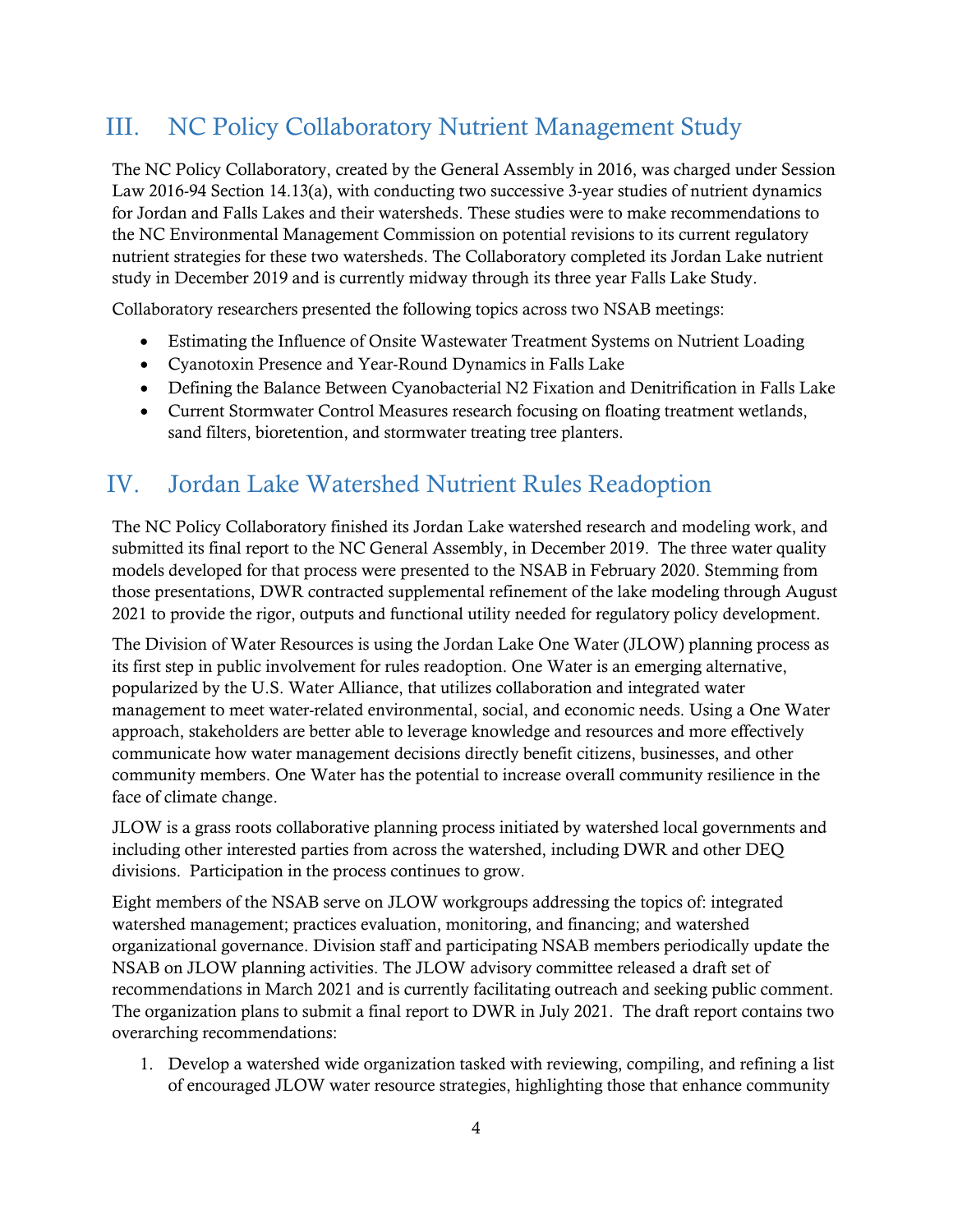## III. NC Policy Collaboratory Nutrient Management Study

The NC Policy Collaboratory, created by the General Assembly in 2016, was charged under Session Law 2016-94 Section 14.13(a), with conducting two successive 3-year studies of nutrient dynamics for Jordan and Falls Lakes and their watersheds. These studies were to make recommendations to the NC Environmental Management Commission on potential revisions to its current regulatory nutrient strategies for these two watersheds. The Collaboratory completed its Jordan Lake nutrient study in December 2019 and is currently midway through its three year Falls Lake Study.

Collaboratory researchers presented the following topics across two NSAB meetings:

- Estimating the Influence of Onsite Wastewater Treatment Systems on Nutrient Loading
- Cyanotoxin Presence and Year-Round Dynamics in Falls Lake
- Defining the Balance Between Cyanobacterial N2 Fixation and Denitrification in Falls Lake
- Current Stormwater Control Measures research focusing on floating treatment wetlands, sand filters, bioretention, and stormwater treating tree planters.

## IV. Jordan Lake Watershed Nutrient Rules Readoption

The NC Policy Collaboratory finished its Jordan Lake watershed research and modeling work, and submitted its final report to the NC General Assembly, in December 2019. The three water quality models developed for that process were presented to the NSAB in February 2020. Stemming from those presentations, DWR contracted supplemental refinement of the lake modeling through August 2021 to provide the rigor, outputs and functional utility needed for regulatory policy development.

The Division of Water Resources is using the Jordan Lake One Water (JLOW) planning process as its first step in public involvement for rules readoption. One Water is an emerging alternative, popularized by the U.S. Water Alliance, that utilizes collaboration and integrated water management to meet water-related environmental, social, and economic needs. Using a One Water approach, stakeholders are better able to leverage knowledge and resources and more effectively communicate how water management decisions directly benefit citizens, businesses, and other community members. One Water has the potential to increase overall community resilience in the face of climate change.

JLOW is a grass roots collaborative planning process initiated by watershed local governments and including other interested parties from across the watershed, including DWR and other DEQ divisions. Participation in the process continues to grow.

Eight members of the NSAB serve on JLOW workgroups addressing the topics of: integrated watershed management; practices evaluation, monitoring, and financing; and watershed organizational governance. Division staff and participating NSAB members periodically update the NSAB on JLOW planning activities. The JLOW advisory committee released a draft set of recommendations in March 2021 and is currently facilitating outreach and seeking public comment. The organization plans to submit a final report to DWR in July 2021. The draft report contains two overarching recommendations:

1. Develop a watershed wide organization tasked with reviewing, compiling, and refining a list of encouraged JLOW water resource strategies, highlighting those that enhance community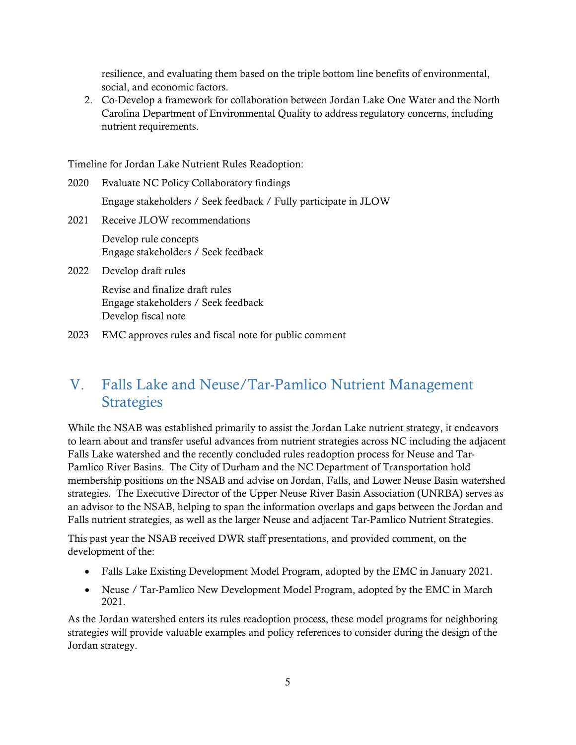resilience, and evaluating them based on the triple bottom line benefits of environmental, social, and economic factors.

2. Co-Develop a framework for collaboration between Jordan Lake One Water and the North Carolina Department of Environmental Quality to address regulatory concerns, including nutrient requirements.

Timeline for Jordan Lake Nutrient Rules Readoption:

2020 Evaluate NC Policy Collaboratory findings

Engage stakeholders / Seek feedback / Fully participate in JLOW

2021 Receive JLOW recommendations

Develop rule concepts
Engage stakeholders / Seek feedback

2022 Develop draft rules

Revise and finalize draft rules
Engage stakeholders / Seek feedback
Develop fiscal note

2023 EMC approves rules and fiscal note for public comment

## V. Falls Lake and Neuse/Tar-Pamlico Nutrient Management Strategies

While the NSAB was established primarily to assist the Jordan Lake nutrient strategy, it endeavors to learn about and transfer useful advances from nutrient strategies across NC including the adjacent Falls Lake watershed and the recently concluded rules readoption process for Neuse and Tar-Pamlico River Basins. The City of Durham and the NC Department of Transportation hold membership positions on the NSAB and advise on Jordan, Falls, and Lower Neuse Basin watershed strategies. The Executive Director of the Upper Neuse River Basin Association (UNRBA) serves as an advisor to the NSAB, helping to span the information overlaps and gaps between the Jordan and Falls nutrient strategies, as well as the larger Neuse and adjacent Tar-Pamlico Nutrient Strategies.

This past year the NSAB received DWR staff presentations, and provided comment, on the development of the:

- Falls Lake Existing Development Model Program, adopted by the EMC in January 2021.
- Neuse / Tar-Pamlico New Development Model Program, adopted by the EMC in March 2021.

As the Jordan watershed enters its rules readoption process, these model programs for neighboring strategies will provide valuable examples and policy references to consider during the design of the Jordan strategy.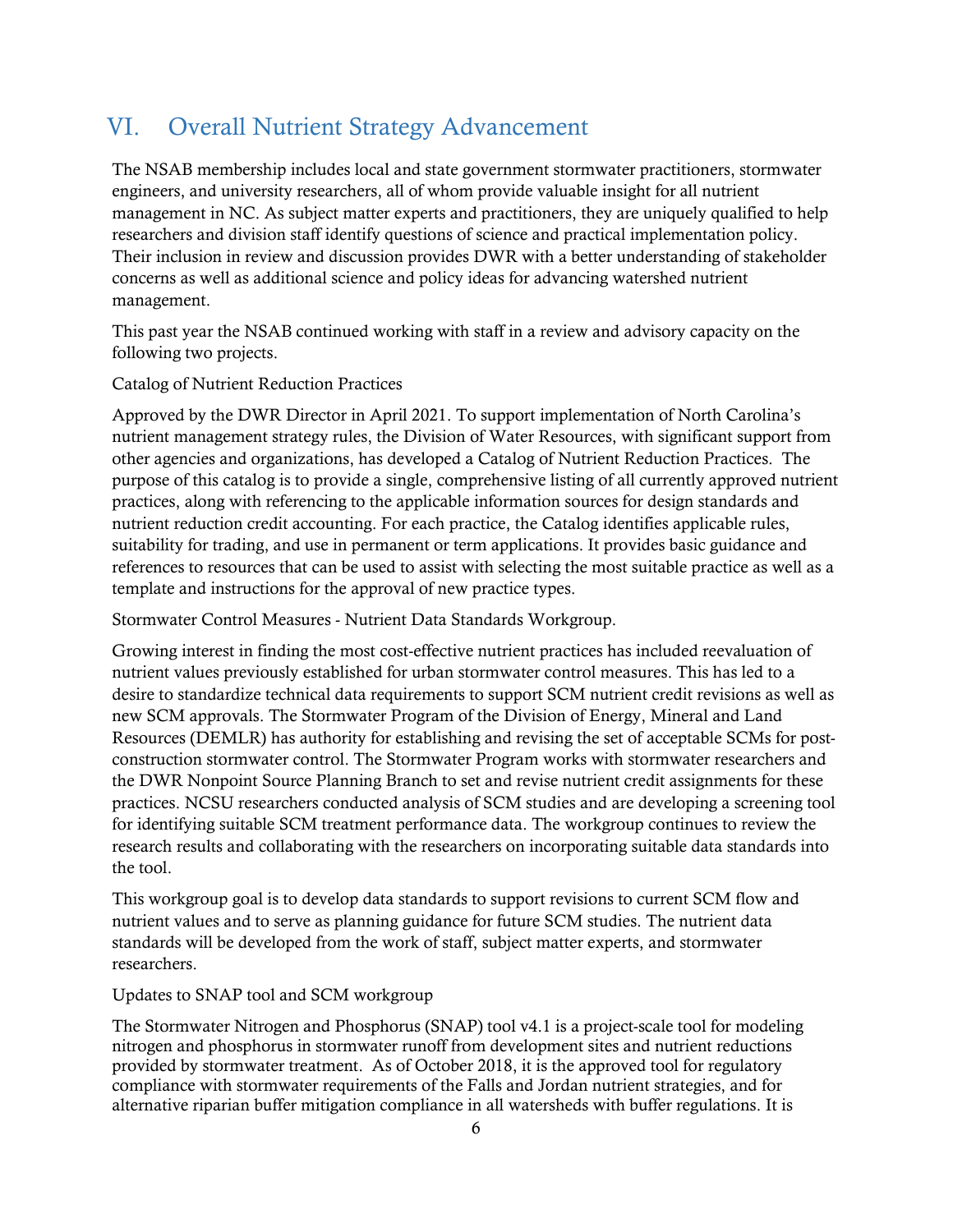## VI. Overall Nutrient Strategy Advancement

The NSAB membership includes local and state government stormwater practitioners, stormwater engineers, and university researchers, all of whom provide valuable insight for all nutrient management in NC. As subject matter experts and practitioners, they are uniquely qualified to help researchers and division staff identify questions of science and practical implementation policy. Their inclusion in review and discussion provides DWR with a better understanding of stakeholder concerns as well as additional science and policy ideas for advancing watershed nutrient management.

This past year the NSAB continued working with staff in a review and advisory capacity on the following two projects.

Catalog of Nutrient Reduction Practices

Approved by the DWR Director in April 2021. To support implementation of North Carolina's nutrient management strategy rules, the Division of Water Resources, with significant support from other agencies and organizations, has developed a Catalog of Nutrient Reduction Practices. The purpose of this catalog is to provide a single, comprehensive listing of all currently approved nutrient practices, along with referencing to the applicable information sources for design standards and nutrient reduction credit accounting. For each practice, the Catalog identifies applicable rules, suitability for trading, and use in permanent or term applications. It provides basic guidance and references to resources that can be used to assist with selecting the most suitable practice as well as a template and instructions for the approval of new practice types.

Stormwater Control Measures - Nutrient Data Standards Workgroup.

Growing interest in finding the most cost-effective nutrient practices has included reevaluation of nutrient values previously established for urban stormwater control measures. This has led to a desire to standardize technical data requirements to support SCM nutrient credit revisions as well as new SCM approvals. The Stormwater Program of the Division of Energy, Mineral and Land Resources (DEMLR) has authority for establishing and revising the set of acceptable SCMs for post-construction stormwater control. The Stormwater Program works with stormwater researchers and the DWR Nonpoint Source Planning Branch to set and revise nutrient credit assignments for these practices. NCSU researchers conducted analysis of SCM studies and are developing a screening tool for identifying suitable SCM treatment performance data. The workgroup continues to review the research results and collaborating with the researchers on incorporating suitable data standards into the tool.

This workgroup goal is to develop data standards to support revisions to current SCM flow and nutrient values and to serve as planning guidance for future SCM studies. The nutrient data standards will be developed from the work of staff, subject matter experts, and stormwater researchers.

Updates to SNAP tool and SCM workgroup

The Stormwater Nitrogen and Phosphorus (SNAP) tool v4.1 is a project-scale tool for modeling nitrogen and phosphorus in stormwater runoff from development sites and nutrient reductions provided by stormwater treatment. As of October 2018, it is the approved tool for regulatory compliance with stormwater requirements of the Falls and Jordan nutrient strategies, and for alternative riparian buffer mitigation compliance in all watersheds with buffer regulations. It is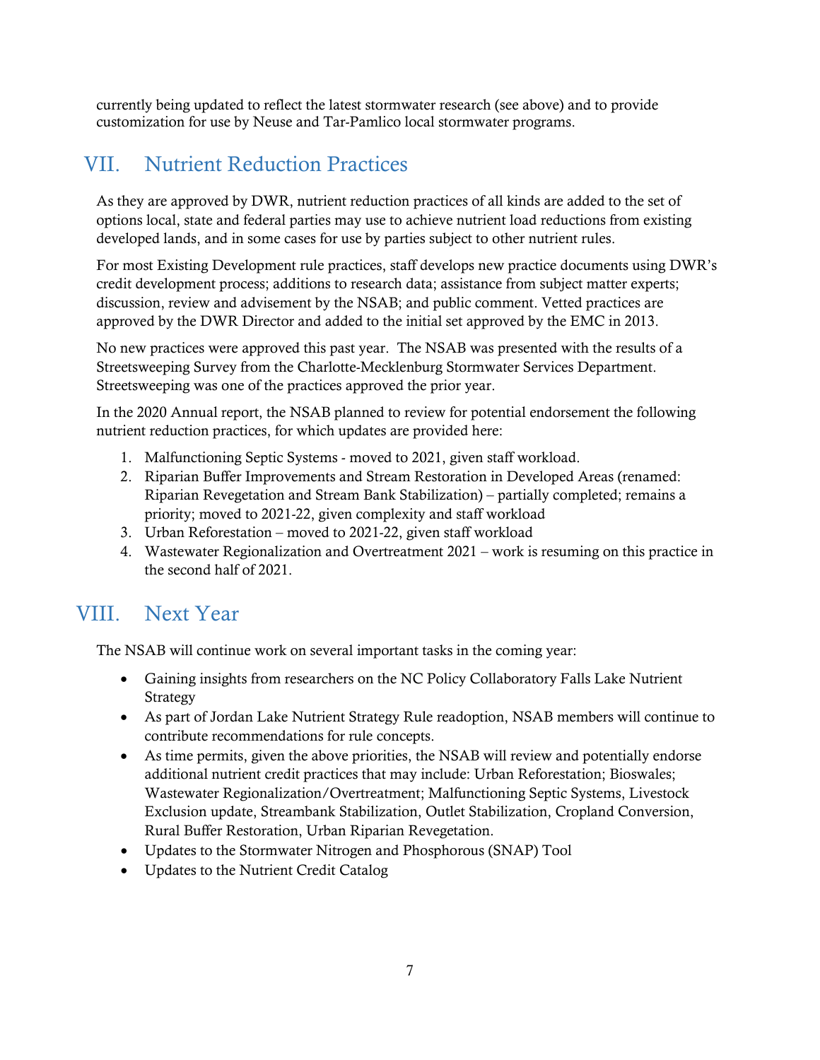currently being updated to reflect the latest stormwater research (see above) and to provide customization for use by Neuse and Tar-Pamlico local stormwater programs.

## VII. Nutrient Reduction Practices

As they are approved by DWR, nutrient reduction practices of all kinds are added to the set of options local, state and federal parties may use to achieve nutrient load reductions from existing developed lands, and in some cases for use by parties subject to other nutrient rules.

For most Existing Development rule practices, staff develops new practice documents using DWR's credit development process; additions to research data; assistance from subject matter experts; discussion, review and advisement by the NSAB; and public comment. Vetted practices are approved by the DWR Director and added to the initial set approved by the EMC in 2013.

No new practices were approved this past year. The NSAB was presented with the results of a Streetsweeping Survey from the Charlotte-Mecklenburg Stormwater Services Department. Streetsweeping was one of the practices approved the prior year.

In the 2020 Annual report, the NSAB planned to review for potential endorsement the following nutrient reduction practices, for which updates are provided here:

1. Malfunctioning Septic Systems - moved to 2021, given staff workload.
2. Riparian Buffer Improvements and Stream Restoration in Developed Areas (renamed: Riparian Revegetation and Stream Bank Stabilization) – partially completed; remains a priority; moved to 2021-22, given complexity and staff workload
3. Urban Reforestation – moved to 2021-22, given staff workload
4. Wastewater Regionalization and Overtreatment 2021 – work is resuming on this practice in the second half of 2021.

## VIII. Next Year

The NSAB will continue work on several important tasks in the coming year:

- Gaining insights from researchers on the NC Policy Collaboratory Falls Lake Nutrient Strategy
- As part of Jordan Lake Nutrient Strategy Rule readoption, NSAB members will continue to contribute recommendations for rule concepts.
- As time permits, given the above priorities, the NSAB will review and potentially endorse additional nutrient credit practices that may include: Urban Reforestation; Bioswales; Wastewater Regionalization/Overtreatment; Malfunctioning Septic Systems, Livestock Exclusion update, Streambank Stabilization, Outlet Stabilization, Cropland Conversion, Rural Buffer Restoration, Urban Riparian Revegetation.
- Updates to the Stormwater Nitrogen and Phosphorous (SNAP) Tool
- Updates to the Nutrient Credit Catalog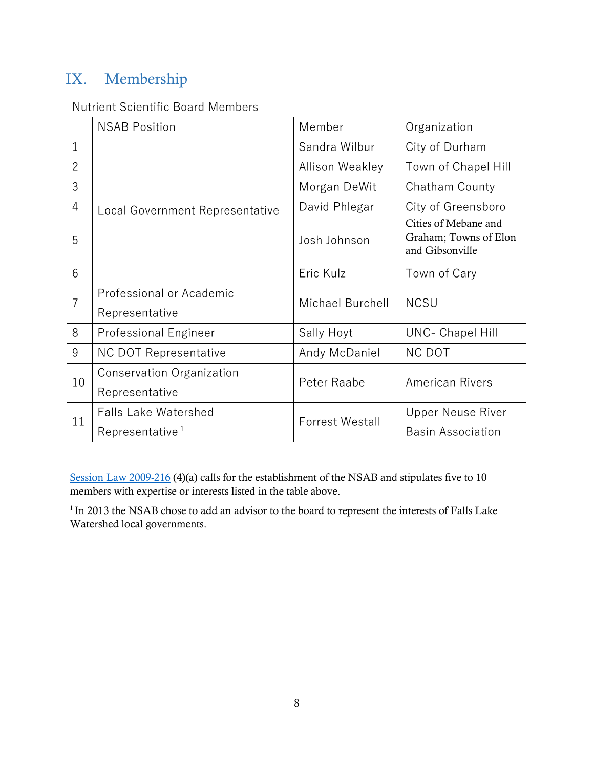## IX. Membership

Nutrient Scientific Board Members

| | NSAB Position | Member | Organization |
|---|---|---|---|
| 1 | Local Government Representative | Sandra Wilbur | City of Durham |
| 2 | | Allison Weakley | Town of Chapel Hill |
| 3 | | Morgan DeWit | Chatham County |
| 4 | | David Phlegar | City of Greensboro |
| 5 | | Josh Johnson | Cities of Mebane and Graham; Towns of Elon and Gibsonville |
| 6 | | Eric Kulz | Town of Cary |
| 7 | Professional or Academic Representative | Michael Burchell | NCSU |
| 8 | Professional Engineer | Sally Hoyt | UNC- Chapel Hill |
| 9 | NC DOT Representative | Andy McDaniel | NC DOT |
| 10 | Conservation Organization Representative | Peter Raabe | American Rivers |
| 11 | Falls Lake Watershed Representative [1] | Forrest Westall | Upper Neuse River Basin Association |

Session Law 2009-216 (4)(a) calls for the establishment of the NSAB and stipulates five to 10 members with expertise or interests listed in the table above.

[1] In 2013 the NSAB chose to add an advisor to the board to represent the interests of Falls Lake Watershed local governments.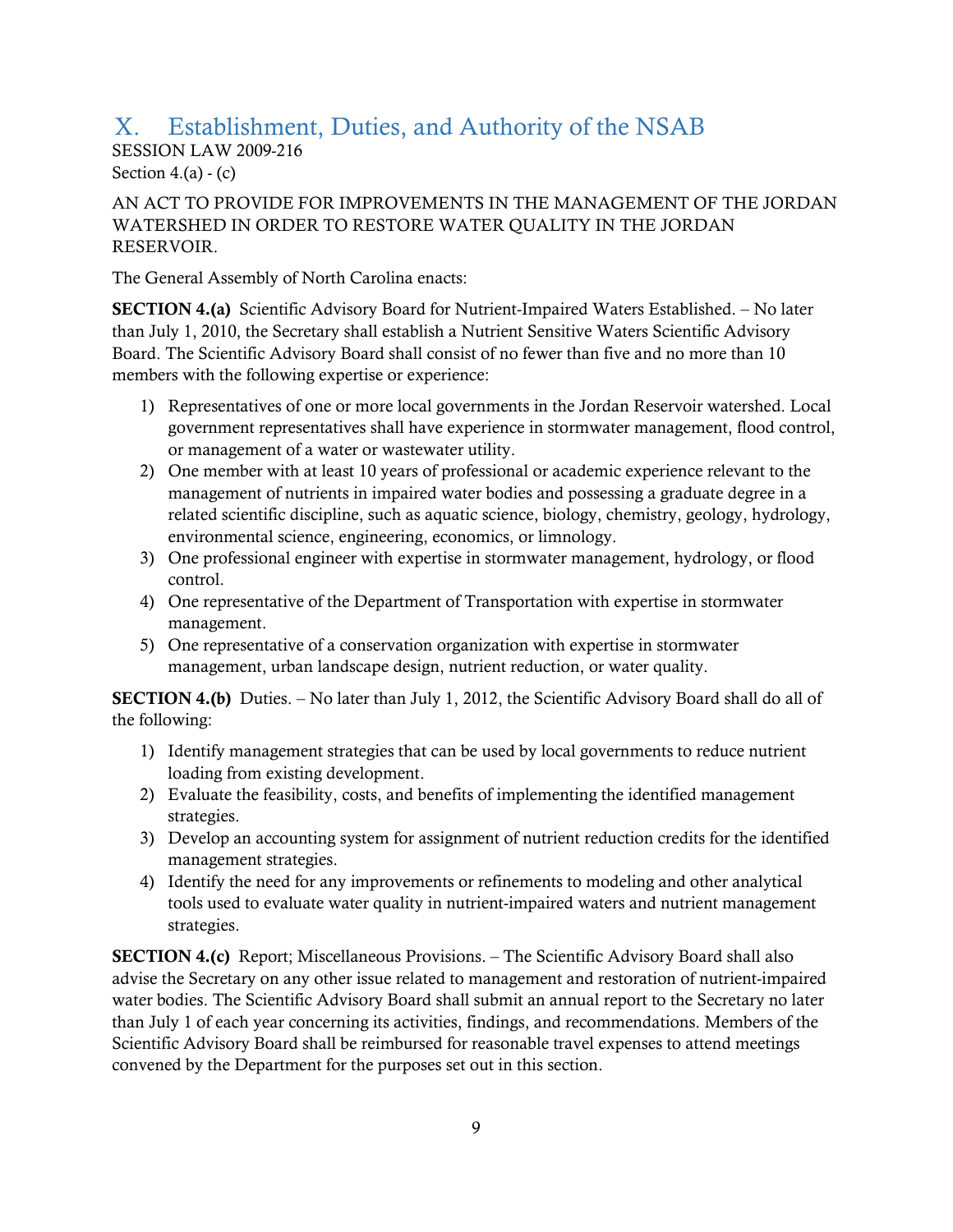## X. Establishment, Duties, and Authority of the NSAB

SESSION LAW 2009-216

Section 4.(a) - (c)

AN ACT TO PROVIDE FOR IMPROVEMENTS IN THE MANAGEMENT OF THE JORDAN WATERSHED IN ORDER TO RESTORE WATER QUALITY IN THE JORDAN RESERVOIR.

The General Assembly of North Carolina enacts:

**SECTION 4.(a)** Scientific Advisory Board for Nutrient-Impaired Waters Established. – No later than July 1, 2010, the Secretary shall establish a Nutrient Sensitive Waters Scientific Advisory Board. The Scientific Advisory Board shall consist of no fewer than five and no more than 10 members with the following expertise or experience:

1) Representatives of one or more local governments in the Jordan Reservoir watershed. Local government representatives shall have experience in stormwater management, flood control, or management of a water or wastewater utility.
2) One member with at least 10 years of professional or academic experience relevant to the management of nutrients in impaired water bodies and possessing a graduate degree in a related scientific discipline, such as aquatic science, biology, chemistry, geology, hydrology, environmental science, engineering, economics, or limnology.
3) One professional engineer with expertise in stormwater management, hydrology, or flood control.
4) One representative of the Department of Transportation with expertise in stormwater management.
5) One representative of a conservation organization with expertise in stormwater management, urban landscape design, nutrient reduction, or water quality.

**SECTION 4.(b)** Duties. – No later than July 1, 2012, the Scientific Advisory Board shall do all of the following:

1) Identify management strategies that can be used by local governments to reduce nutrient loading from existing development.
2) Evaluate the feasibility, costs, and benefits of implementing the identified management strategies.
3) Develop an accounting system for assignment of nutrient reduction credits for the identified management strategies.
4) Identify the need for any improvements or refinements to modeling and other analytical tools used to evaluate water quality in nutrient-impaired waters and nutrient management strategies.

**SECTION 4.(c)** Report; Miscellaneous Provisions. – The Scientific Advisory Board shall also advise the Secretary on any other issue related to management and restoration of nutrient-impaired water bodies. The Scientific Advisory Board shall submit an annual report to the Secretary no later than July 1 of each year concerning its activities, findings, and recommendations. Members of the Scientific Advisory Board shall be reimbursed for reasonable travel expenses to attend meetings convened by the Department for the purposes set out in this section.